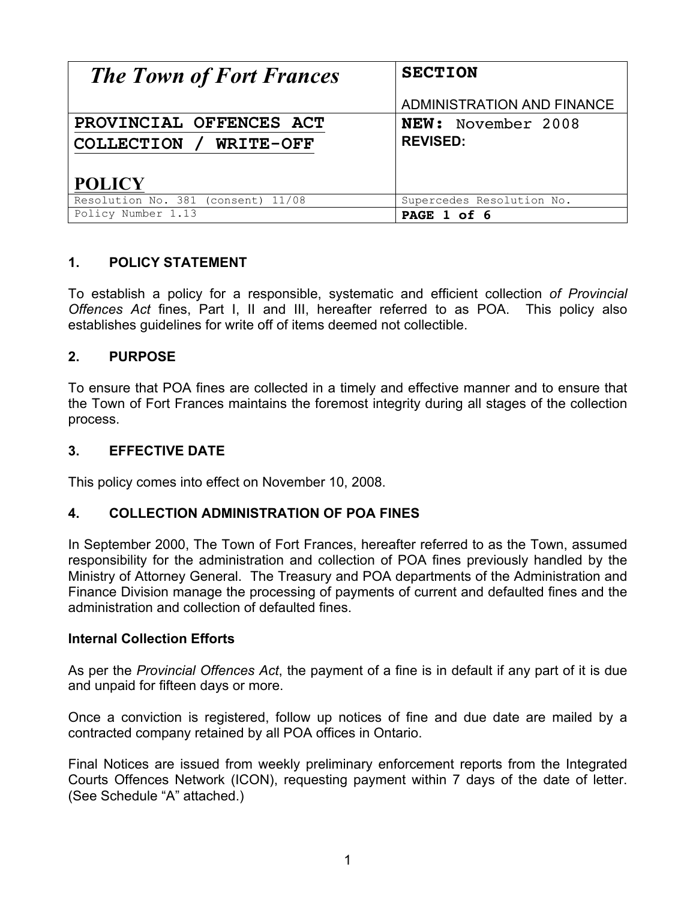| The Town of Fort Frances | SECTION<br><br>ADMINISTRATION AND FINANCE |
| --- | --- |
| PROVINCIAL OFFENCES ACT COLLECTION / WRITE-OFF<br><br>POLICY | NEW: November 2008<br>REVISED: |
| Resolution No. 381 (consent) 11/08 | Supercedes Resolution No. |
| Policy Number 1.13 | PAGE 1 of 6 |

## 1. POLICY STATEMENT

To establish a policy for a responsible, systematic and efficient collection *of Provincial Offences Act* fines, Part I, II and III, hereafter referred to as POA. This policy also establishes guidelines for write off of items deemed not collectible.

## 2. PURPOSE

To ensure that POA fines are collected in a timely and effective manner and to ensure that the Town of Fort Frances maintains the foremost integrity during all stages of the collection process.

## 3. EFFECTIVE DATE

This policy comes into effect on November 10, 2008.

## 4. COLLECTION ADMINISTRATION OF POA FINES

In September 2000, The Town of Fort Frances, hereafter referred to as the Town, assumed responsibility for the administration and collection of POA fines previously handled by the Ministry of Attorney General. The Treasury and POA departments of the Administration and Finance Division manage the processing of payments of current and defaulted fines and the administration and collection of defaulted fines.

### Internal Collection Efforts

As per the *Provincial Offences Act*, the payment of a fine is in default if any part of it is due and unpaid for fifteen days or more.

Once a conviction is registered, follow up notices of fine and due date are mailed by a contracted company retained by all POA offices in Ontario.

Final Notices are issued from weekly preliminary enforcement reports from the Integrated Courts Offences Network (ICON), requesting payment within 7 days of the date of letter. (See Schedule "A" attached.)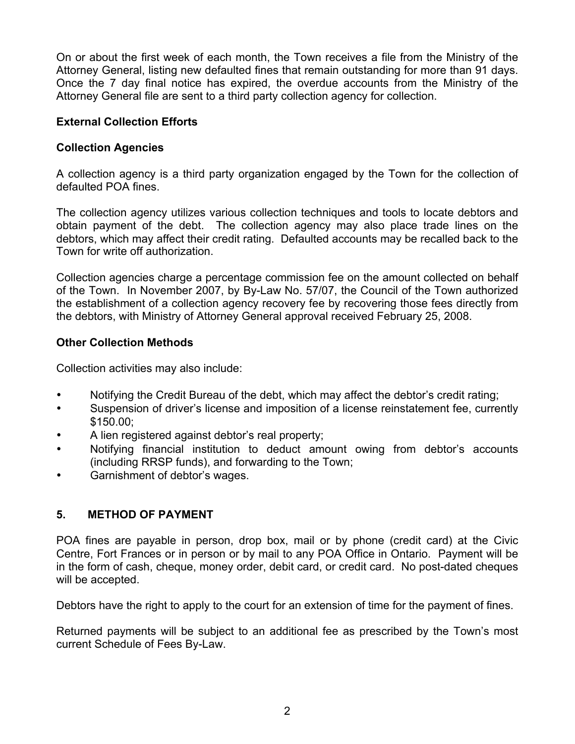On or about the first week of each month, the Town receives a file from the Ministry of the Attorney General, listing new defaulted fines that remain outstanding for more than 91 days. Once the 7 day final notice has expired, the overdue accounts from the Ministry of the Attorney General file are sent to a third party collection agency for collection.

**External Collection Efforts**

**Collection Agencies**

A collection agency is a third party organization engaged by the Town for the collection of defaulted POA fines.

The collection agency utilizes various collection techniques and tools to locate debtors and obtain payment of the debt. The collection agency may also place trade lines on the debtors, which may affect their credit rating. Defaulted accounts may be recalled back to the Town for write off authorization.

Collection agencies charge a percentage commission fee on the amount collected on behalf of the Town. In November 2007, by By-Law No. 57/07, the Council of the Town authorized the establishment of a collection agency recovery fee by recovering those fees directly from the debtors, with Ministry of Attorney General approval received February 25, 2008.

**Other Collection Methods**

Collection activities may also include:

- Notifying the Credit Bureau of the debt, which may affect the debtor's credit rating;
- Suspension of driver's license and imposition of a license reinstatement fee, currently $150.00;
- A lien registered against debtor's real property;
- Notifying financial institution to deduct amount owing from debtor's accounts (including RRSP funds), and forwarding to the Town;
- Garnishment of debtor's wages.

## 5. METHOD OF PAYMENT

POA fines are payable in person, drop box, mail or by phone (credit card) at the Civic Centre, Fort Frances or in person or by mail to any POA Office in Ontario. Payment will be in the form of cash, cheque, money order, debit card, or credit card. No post-dated cheques will be accepted.

Debtors have the right to apply to the court for an extension of time for the payment of fines.

Returned payments will be subject to an additional fee as prescribed by the Town's most current Schedule of Fees By-Law.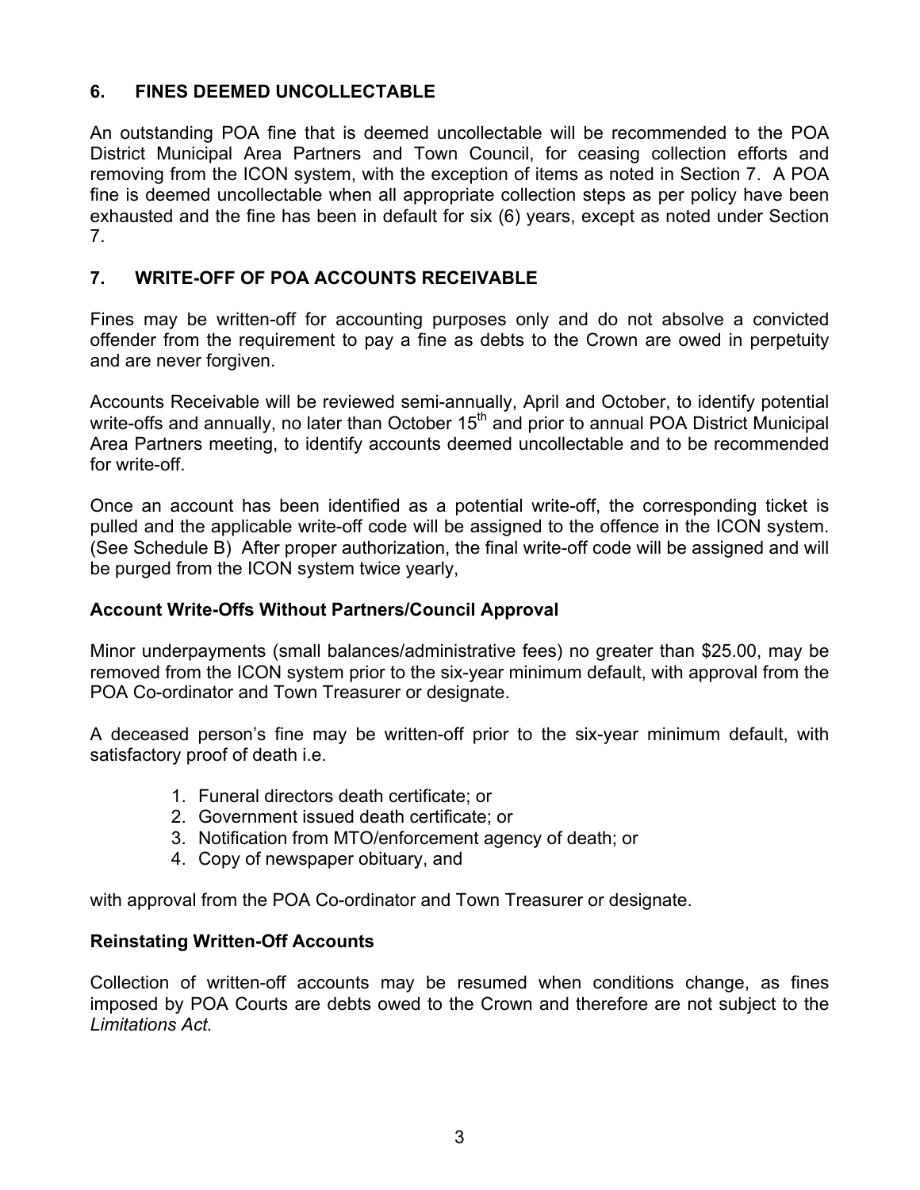## 6. FINES DEEMED UNCOLLECTABLE

An outstanding POA fine that is deemed uncollectable will be recommended to the POA District Municipal Area Partners and Town Council, for ceasing collection efforts and removing from the ICON system, with the exception of items as noted in Section 7. A POA fine is deemed uncollectable when all appropriate collection steps as per policy have been exhausted and the fine has been in default for six (6) years, except as noted under Section 7.

## 7. WRITE-OFF OF POA ACCOUNTS RECEIVABLE

Fines may be written-off for accounting purposes only and do not absolve a convicted offender from the requirement to pay a fine as debts to the Crown are owed in perpetuity and are never forgiven.

Accounts Receivable will be reviewed semi-annually, April and October, to identify potential write-offs and annually, no later than October 15th and prior to annual POA District Municipal Area Partners meeting, to identify accounts deemed uncollectable and to be recommended for write-off.

Once an account has been identified as a potential write-off, the corresponding ticket is pulled and the applicable write-off code will be assigned to the offence in the ICON system. (See Schedule B) After proper authorization, the final write-off code will be assigned and will be purged from the ICON system twice yearly,

### Account Write-Offs Without Partners/Council Approval

Minor underpayments (small balances/administrative fees) no greater than $25.00, may be removed from the ICON system prior to the six-year minimum default, with approval from the POA Co-ordinator and Town Treasurer or designate.

A deceased person's fine may be written-off prior to the six-year minimum default, with satisfactory proof of death i.e.

1. Funeral directors death certificate; or
2. Government issued death certificate; or
3. Notification from MTO/enforcement agency of death; or
4. Copy of newspaper obituary, and

with approval from the POA Co-ordinator and Town Treasurer or designate.

### Reinstating Written-Off Accounts

Collection of written-off accounts may be resumed when conditions change, as fines imposed by POA Courts are debts owed to the Crown and therefore are not subject to the *Limitations Act.*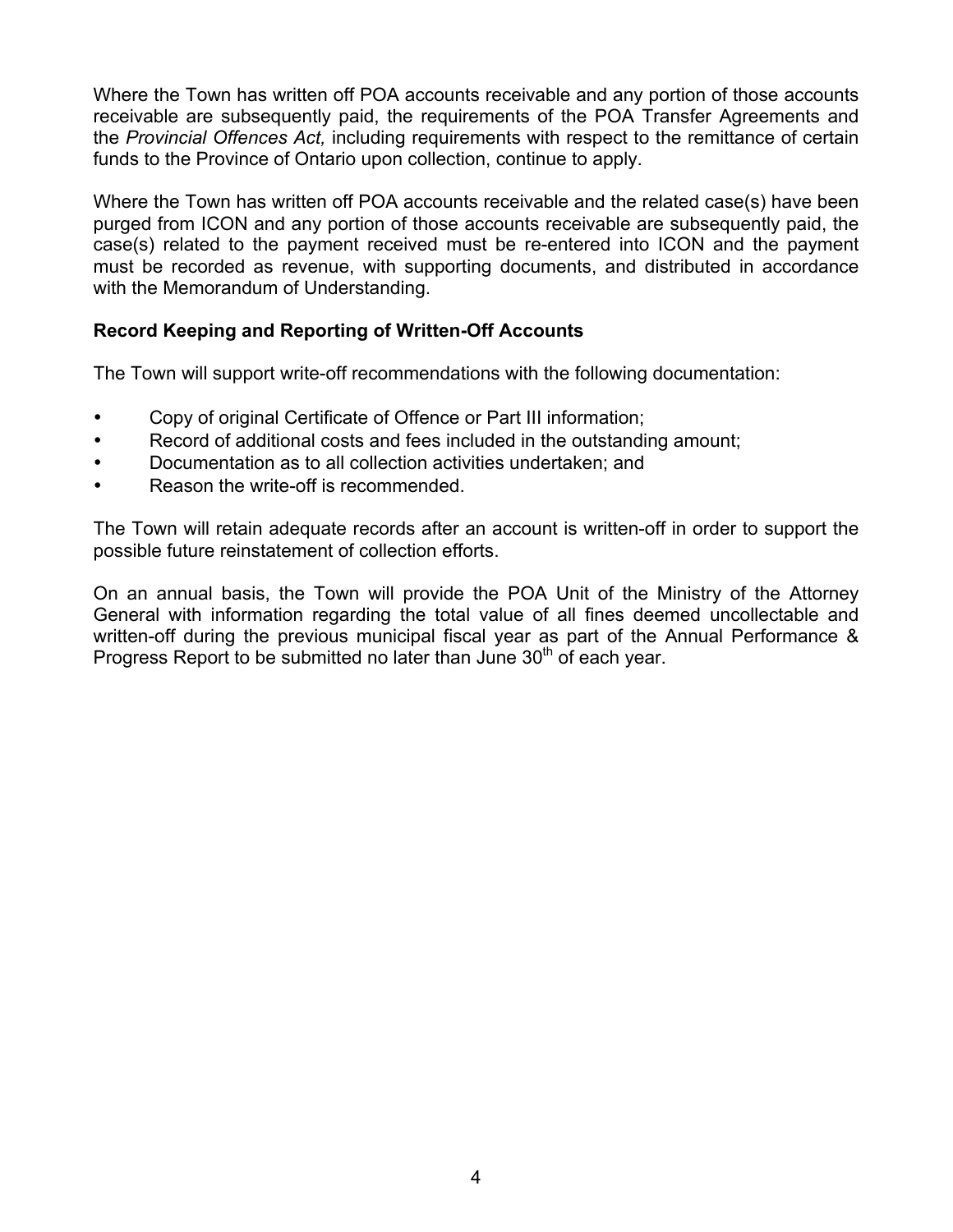Where the Town has written off POA accounts receivable and any portion of those accounts receivable are subsequently paid, the requirements of the POA Transfer Agreements and the *Provincial Offences Act,* including requirements with respect to the remittance of certain funds to the Province of Ontario upon collection, continue to apply.

Where the Town has written off POA accounts receivable and the related case(s) have been purged from ICON and any portion of those accounts receivable are subsequently paid, the case(s) related to the payment received must be re-entered into ICON and the payment must be recorded as revenue, with supporting documents, and distributed in accordance with the Memorandum of Understanding.

**Record Keeping and Reporting of Written-Off Accounts**

The Town will support write-off recommendations with the following documentation:

- Copy of original Certificate of Offence or Part III information;
- Record of additional costs and fees included in the outstanding amount;
- Documentation as to all collection activities undertaken; and
- Reason the write-off is recommended.

The Town will retain adequate records after an account is written-off in order to support the possible future reinstatement of collection efforts.

On an annual basis, the Town will provide the POA Unit of the Ministry of the Attorney General with information regarding the total value of all fines deemed uncollectable and written-off during the previous municipal fiscal year as part of the Annual Performance & Progress Report to be submitted no later than June 30th of each year.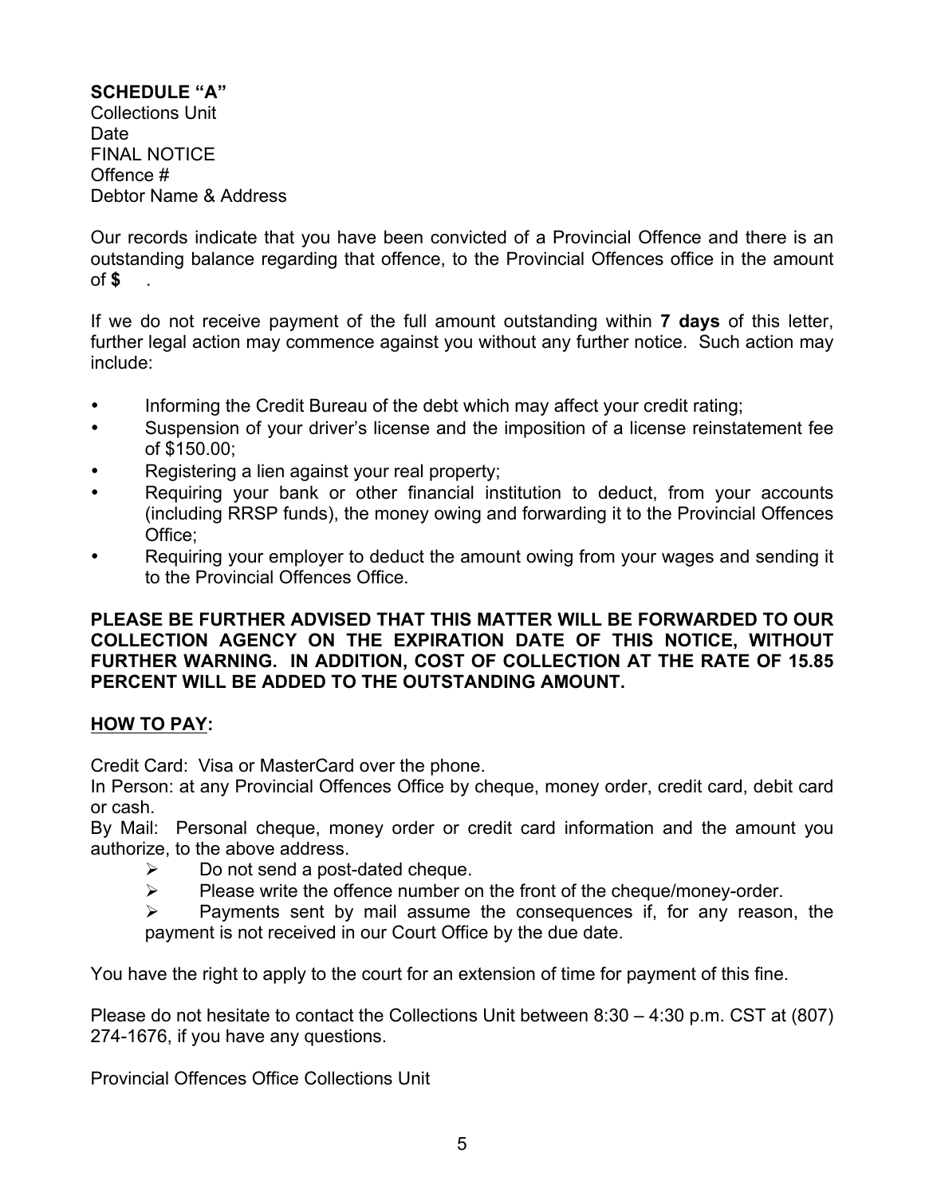**SCHEDULE "A"**
Collections Unit
Date
FINAL NOTICE
Offence #
Debtor Name & Address

Our records indicate that you have been convicted of a Provincial Offence and there is an outstanding balance regarding that offence, to the Provincial Offences office in the amount of **$** .

If we do not receive payment of the full amount outstanding within **7 days** of this letter, further legal action may commence against you without any further notice. Such action may include:

- Informing the Credit Bureau of the debt which may affect your credit rating;
- Suspension of your driver's license and the imposition of a license reinstatement fee of $150.00;
- Registering a lien against your real property;
- Requiring your bank or other financial institution to deduct, from your accounts (including RRSP funds), the money owing and forwarding it to the Provincial Offences Office;
- Requiring your employer to deduct the amount owing from your wages and sending it to the Provincial Offences Office.

**PLEASE BE FURTHER ADVISED THAT THIS MATTER WILL BE FORWARDED TO OUR COLLECTION AGENCY ON THE EXPIRATION DATE OF THIS NOTICE, WITHOUT FURTHER WARNING. IN ADDITION, COST OF COLLECTION AT THE RATE OF 15.85 PERCENT WILL BE ADDED TO THE OUTSTANDING AMOUNT.**

**<u>HOW TO PAY</u>:**

Credit Card: Visa or MasterCard over the phone.
In Person: at any Provincial Offences Office by cheque, money order, credit card, debit card or cash.
By Mail: Personal cheque, money order or credit card information and the amount you authorize, to the above address.

- Do not send a post-dated cheque.
- Please write the offence number on the front of the cheque/money-order.
- Payments sent by mail assume the consequences if, for any reason, the payment is not received in our Court Office by the due date.

You have the right to apply to the court for an extension of time for payment of this fine.

Please do not hesitate to contact the Collections Unit between 8:30 – 4:30 p.m. CST at (807) 274-1676, if you have any questions.

Provincial Offences Office Collections Unit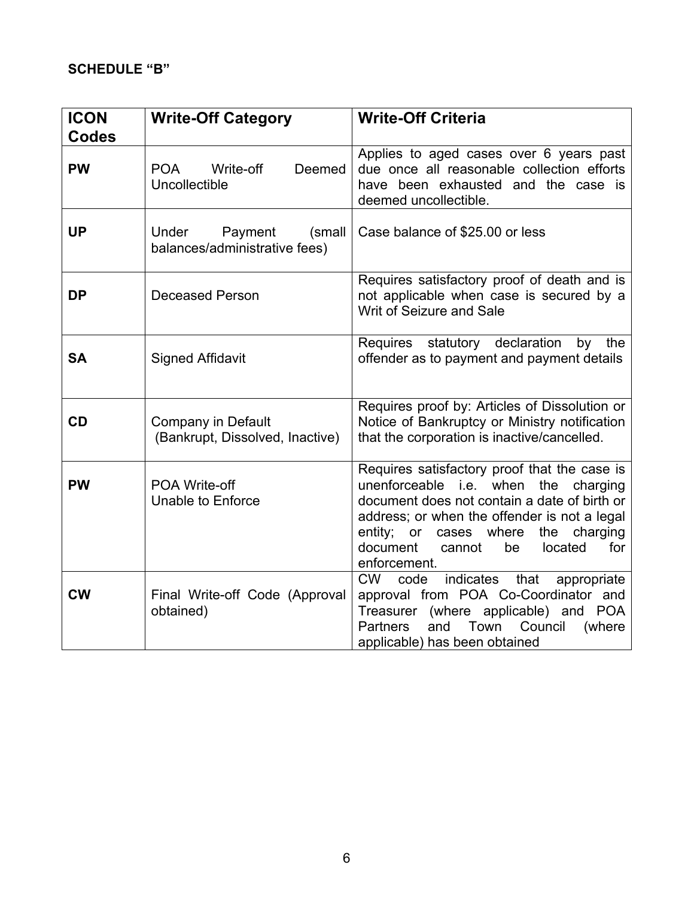**SCHEDULE "B"**

| ICON Codes | Write-Off Category | Write-Off Criteria |
|---|---|---|
| **PW** | POA Write-off Deemed Uncollectible | Applies to aged cases over 6 years past due once all reasonable collection efforts have been exhausted and the case is deemed uncollectible. |
| **UP** | Under Payment (small balances/administrative fees) | Case balance of $25.00 or less |
| **DP** | Deceased Person | Requires satisfactory proof of death and is not applicable when case is secured by a Writ of Seizure and Sale |
| **SA** | Signed Affidavit | Requires statutory declaration by the offender as to payment and payment details |
| **CD** | Company in Default (Bankrupt, Dissolved, Inactive) | Requires proof by: Articles of Dissolution or Notice of Bankruptcy or Ministry notification that the corporation is inactive/cancelled. |
| **PW** | POA Write-off Unable to Enforce | Requires satisfactory proof that the case is unenforceable i.e. when the charging document does not contain a date of birth or address; or when the offender is not a legal entity; or cases where the charging document cannot be located for enforcement. |
| **CW** | Final Write-off Code (Approval obtained) | CW code indicates that appropriate approval from POA Co-Coordinator and Treasurer (where applicable) and POA Partners and Town Council (where applicable) has been obtained |